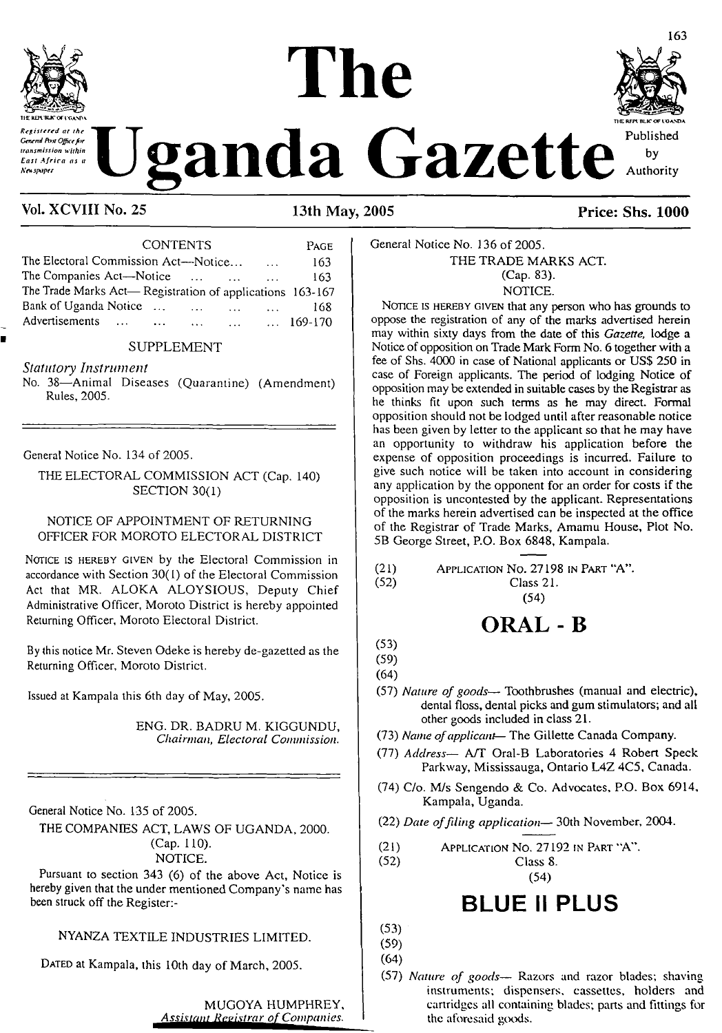# The Uganda Gazette

*Registered at the General Post Office for transmission within East Africa as a Newspaper*

Published by Authority

**Vol. XCVIII No. 25** | **13th May, 2005** | **Price: Shs. 1000**

CONTENTS

| | PAGE |
|---|---|
| The Electoral Commission Act—Notice... ... | 163 |
| The Companies Act—Notice ... ... ... | 163 |
| The Trade Marks Act— Registration of applications | 163-167 |
| Bank of Uganda Notice ... ... ... ... | 168 |
| Advertisements ... ... ... ... ... | 169-170 |

SUPPLEMENT

*Statutory Instrument*

No. 38—Animal Diseases (Quarantine) (Amendment) Rules, 2005.

---

General Notice No. 134 of 2005.

THE ELECTORAL COMMISSION ACT (Cap. 140)
SECTION 30(1)

NOTICE OF APPOINTMENT OF RETURNING OFFICER FOR MOROTO ELECTORAL DISTRICT

NOTICE IS HEREBY GIVEN by the Electoral Commission in accordance with Section 30(1) of the Electoral Commission Act that MR. ALOKA ALOYSIOUS, Deputy Chief Administrative Officer, Moroto District is hereby appointed Returning Officer, Moroto Electoral District.

By this notice Mr. Steven Odeke is hereby de-gazetted as the Returning Officer, Moroto District.

Issued at Kampala this 6th day of May, 2005.

ENG. DR. BADRU M. KIGGUNDU,
*Chairman, Electoral Commission.*

---

General Notice No. 135 of 2005.

THE COMPANIES ACT, LAWS OF UGANDA, 2000.
(Cap. 110).
NOTICE.

Pursuant to section 343 (6) of the above Act, Notice is hereby given that the under mentioned Company's name has been struck off the Register:-

NYANZA TEXTILE INDUSTRIES LIMITED.

DATED at Kampala, this 10th day of March, 2005.

MUGOYA HUMPHREY,
*Assistant Registrar of Companies.*

---

General Notice No. 136 of 2005.

THE TRADE MARKS ACT.
(Cap. 83).
NOTICE.

NOTICE IS HEREBY GIVEN that any person who has grounds to oppose the registration of any of the marks advertised herein may within sixty days from the date of this *Gazette,* lodge a Notice of opposition on Trade Mark Form No. 6 together with a fee of Shs. 4000 in case of National applicants or US$ 250 in case of Foreign applicants. The period of lodging Notice of opposition may be extended in suitable cases by the Registrar as he thinks fit upon such terms as he may direct. Formal opposition should not be lodged until after reasonable notice has been given by letter to the applicant so that he may have an opportunity to withdraw his application before the expense of opposition proceedings is incurred. Failure to give such notice will be taken into account in considering any application by the opponent for an order for costs if the opposition is uncontested by the applicant. Representations of the marks herein advertised can be inspected at the office of the Registrar of Trade Marks, Amamu House, Plot No. 5B George Street, P.O. Box 6848, Kampala.

---

(21) APPLICATION NO. 27198 IN PART "A".
(52) Class 21.
(54)

## ORAL - B

(53)
(59)
(64)
(57) *Nature of goods*— Toothbrushes (manual and electric), dental floss, dental picks and gum stimulators; and all other goods included in class 21.
(73) *Name of applicant*— The Gillette Canada Company.
(77) *Address*— A/T Oral-B Laboratories 4 Robert Speck Parkway, Mississauga, Ontario L4Z 4C5, Canada.
(74) C/o. M/s Sengendo & Co. Advocates, P.O. Box 6914, Kampala, Uganda.
(22) *Date of filing application*— 30th November, 2004.

---

(21) APPLICATION NO. 27192 IN PART "A".
(52) Class 8.
(54)

## BLUE II PLUS

(53)
(59)
(64)
(57) *Nature of goods*— Razors and razor blades; shaving instruments; dispensers, cassettes, holders and cartridges all containing blades; parts and fittings for the aforesaid goods.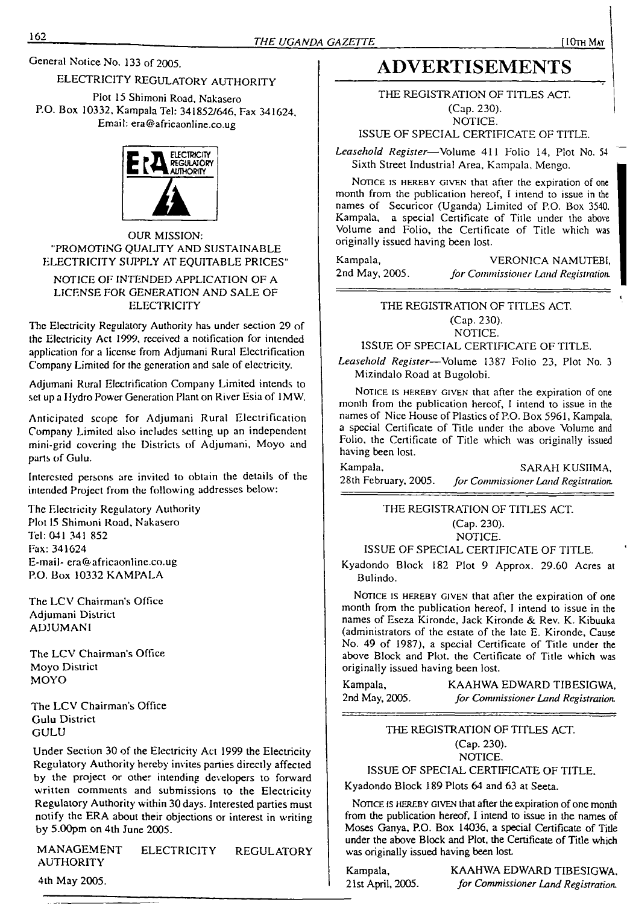General Notice No. 133 of 2005.

ELECTRICITY REGULATORY AUTHORITY

Plot 15 Shimoni Road, Nakasero
P.O. Box 10332, Kampala Tel: 341852/646, Fax 341624,
Email: era@africaonline.co.ug

OUR MISSION:
"PROMOTING QUALITY AND SUSTAINABLE ELECTRICITY SUPPLY AT EQUITABLE PRICES"

NOTICE OF INTENDED APPLICATION OF A LICENSE FOR GENERATION AND SALE OF ELECTRICITY

The Electricity Regulatory Authority has under section 29 of the Electricity Act 1999, received a notification for intended application for a license from Adjumani Rural Electrification Company Limited for the generation and sale of electricity.

Adjumani Rural Electrification Company Limited intends to set up a Hydro Power Generation Plant on River Esia of 1MW.

Anticipated scope for Adjumani Rural Electrification Company Limited also includes setting up an independent mini-grid covering the Districts of Adjumani, Moyo and parts of Gulu.

Interested persons are invited to obtain the details of the intended Project from the following addresses below:

The Electricity Regulatory Authority
Plot 15 Shimoni Road, Nakasero
Tel: 041 341 852
Fax: 341624
E-mail- era@africaonline.co.ug
P.O. Box 10332 KAMPALA

The LCV Chairman's Office
Adjumani District
ADJUMANI

The LCV Chairman's Office
Moyo District
MOYO

The LCV Chairman's Office
Gulu District
GULU

Under Section 30 of the Electricity Act 1999 the Electricity Regulatory Authority hereby invites parties directly affected by the project or other intending developers to forward written comments and submissions to the Electricity Regulatory Authority within 30 days. Interested parties must notify the ERA about their objections or interest in writing by 5.00pm on 4th June 2005.

MANAGEMENT ELECTRICITY REGULATORY AUTHORITY

4th May 2005.

# ADVERTISEMENTS

THE REGISTRATION OF TITLES ACT.
(Cap. 230).
NOTICE.
ISSUE OF SPECIAL CERTIFICATE OF TITLE.

*Leasehold Register*—Volume 411 Folio 14, Plot No. 54 Sixth Street Industrial Area, Kampala, Mengo.

NOTICE IS HEREBY GIVEN that after the expiration of one month from the publication hereof, I intend to issue in the names of Securicor (Uganda) Limited of P.O. Box 3540, Kampala, a special Certificate of Title under the above Volume and Folio, the Certificate of Title which was originally issued having been lost.

Kampala, 2nd May, 2005.

VERONICA NAMUTEBI,
*for Commissioner Land Registration.*

---

THE REGISTRATION OF TITLES ACT.
(Cap. 230).
NOTICE.
ISSUE OF SPECIAL CERTIFICATE OF TITLE.

*Leasehold Register*—Volume 1387 Folio 23, Plot No. 3 Mizindalo Road at Bugolobi.

NOTICE IS HEREBY GIVEN that after the expiration of one month from the publication hereof, I intend to issue in the names of Nice House of Plastics of P.O. Box 5961, Kampala, a special Certificate of Title under the above Volume and Folio, the Certificate of Title which was originally issued having been lost.

Kampala, 28th February, 2005.

SARAH KUSIIMA,
*for Commissioner Land Registration.*

---

THE REGISTRATION OF TITLES ACT.
(Cap. 230).
NOTICE.
ISSUE OF SPECIAL CERTIFICATE OF TITLE.

Kyadondo Block 182 Plot 9 Approx. 29.60 Acres at Bulindo.

NOTICE IS HEREBY GIVEN that after the expiration of one month from the publication hereof, I intend to issue in the names of Eseza Kironde, Jack Kironde & Rev. K. Kibuuka (administrators of the estate of the late E. Kironde, Cause No. 49 of 1987), a special Certificate of Title under the above Block and Plot, the Certificate of Title which was originally issued having been lost.

Kampala, 2nd May, 2005.

KAAHWA EDWARD TIBESIGWA,
*for Commissioner Land Registration.*

---

THE REGISTRATION OF TITLES ACT.
(Cap. 230).
NOTICE.
ISSUE OF SPECIAL CERTIFICATE OF TITLE.

Kyadondo Block 189 Plots 64 and 63 at Seeta.

NOTICE IS HEREBY GIVEN that after the expiration of one month from the publication hereof, I intend to issue in the names of Moses Ganya, P.O. Box 14036, a special Certificate of Title under the above Block and Plot, the Certificate of Title which was originally issued having been lost.

Kampala, 21st April, 2005.

KAAHWA EDWARD TIBESIGWA,
*for Commissioner Land Registration.*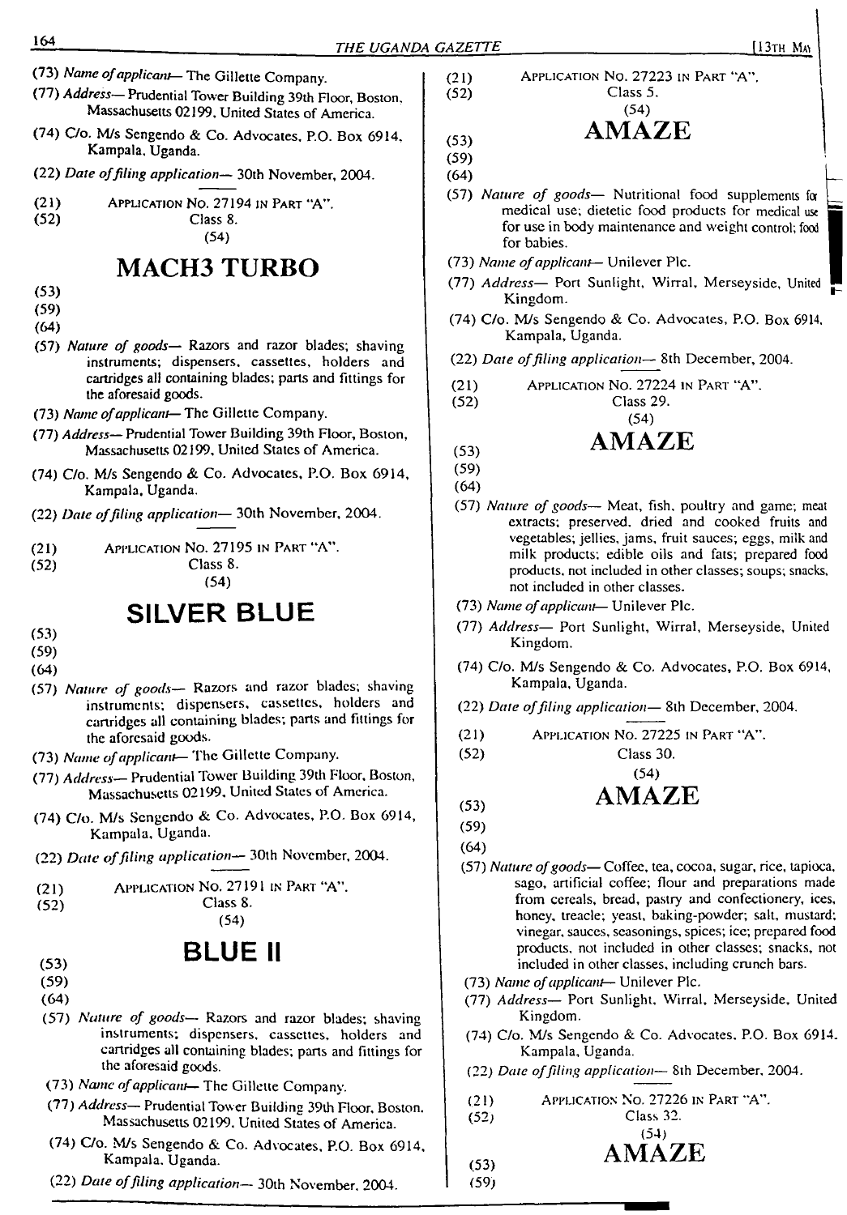(73) *Name of applicant*— The Gillette Company.

(77) *Address*— Prudential Tower Building 39th Floor, Boston, Massachusetts 02199, United States of America.

(74) C/o. M/s Sengendo & Co. Advocates, P.O. Box 6914, Kampala, Uganda.

(22) *Date of filing application*— 30th November, 2004.

---

(21) APPLICATION NO. 27194 IN PART "A".

(52) Class 8.

(54)

## MACH3 TURBO

(53)

(59)

(64)

(57) *Nature of goods*— Razors and razor blades; shaving instruments; dispensers, cassettes, holders and cartridges all containing blades; parts and fittings for the aforesaid goods.

(73) *Name of applicant*— The Gillette Company.

(77) *Address*— Prudential Tower Building 39th Floor, Boston, Massachusetts 02199, United States of America.

(74) C/o. M/s Sengendo & Co. Advocates, P.O. Box 6914, Kampala, Uganda.

(22) *Date of filing application*— 30th November, 2004.

---

(21) APPLICATION NO. 27195 IN PART "A".

(52) Class 8.

(54)

## SILVER BLUE

(53)

(59)

(64)

(57) *Nature of goods*— Razors and razor blades; shaving instruments; dispensers, cassettes, holders and cartridges all containing blades; parts and fittings for the aforesaid goods.

(73) *Name of applicant*— The Gillette Company.

(77) *Address*— Prudential Tower Building 39th Floor, Boston, Massachusetts 02199, United States of America.

(74) C/o. M/s Sengendo & Co. Advocates, P.O. Box 6914, Kampala, Uganda.

(22) *Date of filing application*— 30th November, 2004.

---

(21) APPLICATION NO. 27191 IN PART "A".

(52) Class 8.

(54)

## BLUE II

(53)

(59)

(64)

(57) *Nature of goods*— Razors and razor blades; shaving instruments; dispensers, cassettes, holders and cartridges all containing blades; parts and fittings for the aforesaid goods.

(73) *Name of applicant*— The Gillette Company.

(77) *Address*— Prudential Tower Building 39th Floor, Boston, Massachusetts 02199, United States of America.

(74) C/o. M/s Sengendo & Co. Advocates, P.O. Box 6914, Kampala, Uganda.

(22) *Date of filing application*— 30th November, 2004.

---

(21) APPLICATION NO. 27223 IN PART "A".

(52) Class 5.

(54)

## AMAZE

(53)

(59)

(64)

(57) *Nature of goods*— Nutritional food supplements for medical use; dietetic food products for medical use for use in body maintenance and weight control; food for babies.

(73) *Name of applicant*— Unilever Plc.

(77) *Address*— Port Sunlight, Wirral, Merseyside, United Kingdom.

(74) C/o. M/s Sengendo & Co. Advocates, P.O. Box 6914, Kampala, Uganda.

(22) *Date of filing application*— 8th December, 2004.

---

(21) APPLICATION NO. 27224 IN PART "A".

(52) Class 29.

(54)

## AMAZE

(53)

(59)

(64)

(57) *Nature of goods*— Meat, fish, poultry and game; meat extracts; preserved, dried and cooked fruits and vegetables; jellies, jams, fruit sauces; eggs, milk and milk products; edible oils and fats; prepared food products, not included in other classes; soups; snacks, not included in other classes.

(73) *Name of applicant*— Unilever Plc.

(77) *Address*— Port Sunlight, Wirral, Merseyside, United Kingdom.

(74) C/o. M/s Sengendo & Co. Advocates, P.O. Box 6914, Kampala, Uganda.

(22) *Date of filing application*— 8th December, 2004.

---

(21) APPLICATION NO. 27225 IN PART "A".

(52) Class 30.

(54)

## AMAZE

(53)

(59)

(64)

(57) *Nature of goods*— Coffee, tea, cocoa, sugar, rice, tapioca, sago, artificial coffee; flour and preparations made from cereals, bread, pastry and confectionery, ices, honey, treacle; yeast, baking-powder; salt, mustard; vinegar, sauces, seasonings, spices; ice; prepared food products, not included in other classes; snacks, not included in other classes, including crunch bars.

(73) *Name of applicant*— Unilever Plc.

(77) *Address*— Port Sunlight, Wirral, Merseyside, United Kingdom.

(74) C/o. M/s Sengendo & Co. Advocates, P.O. Box 6914, Kampala, Uganda.

(22) *Date of filing application*— 8th December, 2004.

---

(21) APPLICATION NO. 27226 IN PART "A".

(52) Class 32.

(54)

## AMAZE

(53)

(59)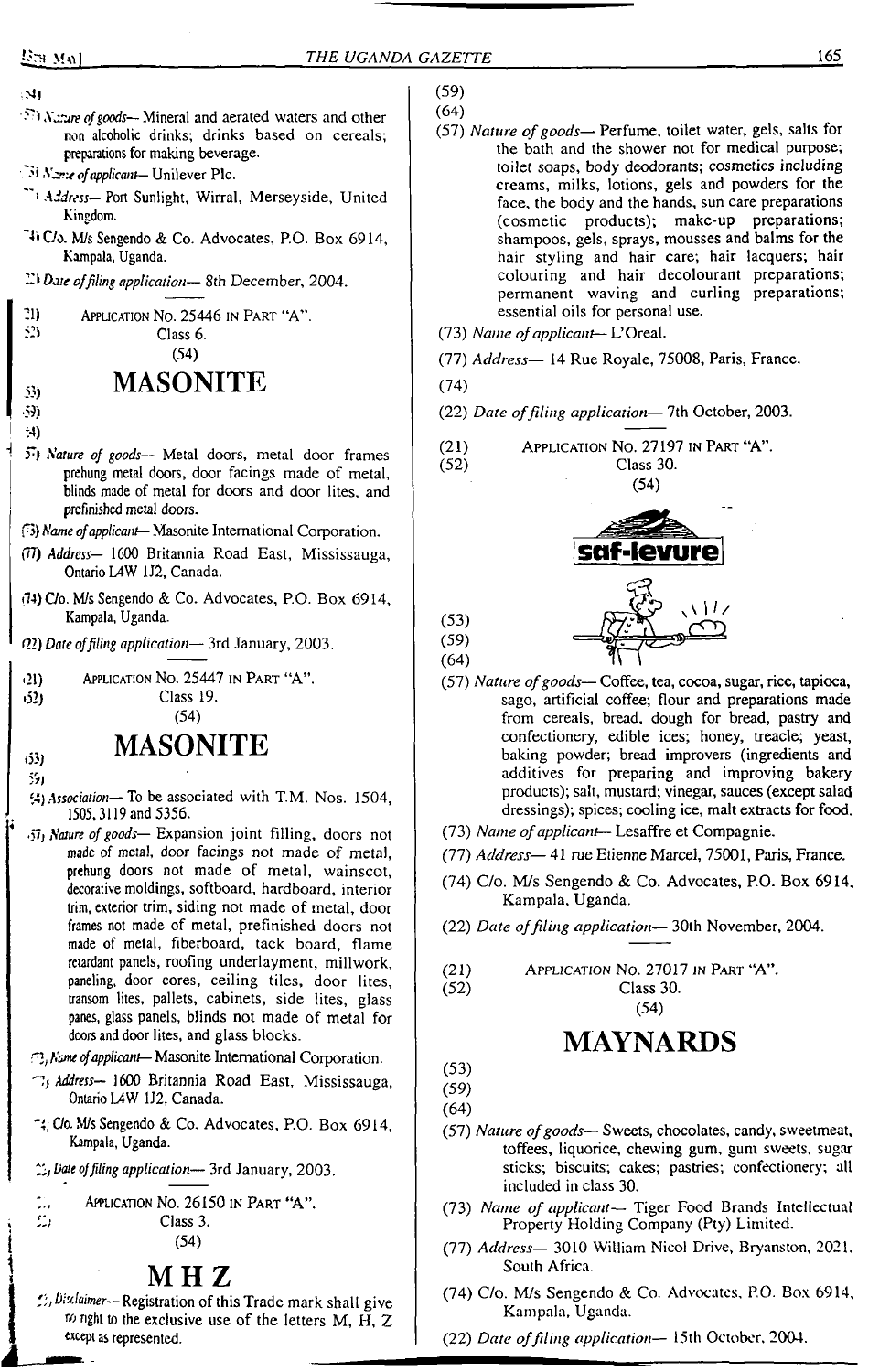(64)

(57) *Nature of goods*— Mineral and aerated waters and other non alcoholic drinks; drinks based on cereals; preparations for making beverage.

(73) *Name of applicant*— Unilever Plc.

(77) *Address*— Port Sunlight, Wirral, Merseyside, United Kingdom.

(74) C/o. M/s Sengendo & Co. Advocates, P.O. Box 6914, Kampala, Uganda.

(22) *Date of filing application*— 8th December, 2004.

---

(21) APPLICATION NO. 25446 IN PART "A".

(52) Class 6.

(54)

# MASONITE

(53)

(59)

(64)

(57) *Nature of goods*— Metal doors, metal door frames prehung metal doors, door facings made of metal, blinds made of metal for doors and door lites, and prefinished metal doors.

(73) *Name of applicant*— Masonite International Corporation.

(77) *Address*— 1600 Britannia Road East, Mississauga, Ontario L4W 1J2, Canada.

(74) C/o. M/s Sengendo & Co. Advocates, P.O. Box 6914, Kampala, Uganda.

(22) *Date of filing application*— 3rd January, 2003.

---

(21) APPLICATION NO. 25447 IN PART "A".

(52) Class 19.

(54)

# MASONITE

(53)

(59)

(64) *Association*— To be associated with T.M. Nos. 1504, 1505, 3119 and 5356.

(57) *Nature of goods*— Expansion joint filling, doors not made of metal, door facings not made of metal, prehung doors not made of metal, wainscot, decorative moldings, softboard, hardboard, interior trim, exterior trim, siding not made of metal, door frames not made of metal, prefinished doors not made of metal, fiberboard, tack board, flame retardant panels, roofing underlayment, millwork, paneling, door cores, ceiling tiles, door lites, transom lites, pallets, cabinets, side lites, glass panes, glass panels, blinds not made of metal for doors and door lites, and glass blocks.

(73) *Name of applicant*— Masonite International Corporation.

(77) *Address*— 1600 Britannia Road East, Mississauga, Ontario L4W 1J2, Canada.

(74) C/o. M/s Sengendo & Co. Advocates, P.O. Box 6914, Kampala, Uganda.

(22) *Date of filing application*— 3rd January, 2003.

---

(21) APPLICATION NO. 26150 IN PART "A".

(52) Class 3.

(54)

# M H Z

(53) *Disclaimer*— Registration of this Trade mark shall give no right to the exclusive use of the letters M, H, Z except as represented.

(59)

(64)

(57) *Nature of goods*— Perfume, toilet water, gels, salts for the bath and the shower not for medical purpose; toilet soaps, body deodorants; cosmetics including creams, milks, lotions, gels and powders for the face, the body and the hands, sun care preparations (cosmetic products); make-up preparations; shampoos, gels, sprays, mousses and balms for the hair styling and hair care; hair lacquers; hair colouring and hair decolourant preparations; permanent waving and curling preparations; essential oils for personal use.

(73) *Name of applicant*— L'Oreal.

(77) *Address*— 14 Rue Royale, 75008, Paris, France.

(74)

(22) *Date of filing application*— 7th October, 2003.

---

(21) APPLICATION NO. 27197 IN PART "A".

(52) Class 30.

(54)

saf-levure

(53)

(59)

(64)

(57) *Nature of goods*— Coffee, tea, cocoa, sugar, rice, tapioca, sago, artificial coffee; flour and preparations made from cereals, bread, dough for bread, pastry and confectionery, edible ices; honey, treacle; yeast, baking powder; bread improvers (ingredients and additives for preparing and improving bakery products); salt, mustard; vinegar, sauces (except salad dressings); spices; cooling ice, malt extracts for food.

(73) *Name of applicant*— Lesaffre et Compagnie.

(77) *Address*— 41 rue Etienne Marcel, 75001, Paris, France.

(74) C/o. M/s Sengendo & Co. Advocates, P.O. Box 6914, Kampala, Uganda.

(22) *Date of filing application*— 30th November, 2004.

---

(21) APPLICATION NO. 27017 IN PART "A".

(52) Class 30.

(54)

# MAYNARDS

(53)

(59)

(64)

(57) *Nature of goods*— Sweets, chocolates, candy, sweetmeat, toffees, liquorice, chewing gum, gum sweets, sugar sticks; biscuits; cakes; pastries; confectionery; all included in class 30.

(73) *Name of applicant*— Tiger Food Brands Intellectual Property Holding Company (Pty) Limited.

(77) *Address*— 3010 William Nicol Drive, Bryanston, 2021, South Africa.

(74) C/o. M/s Sengendo & Co. Advocates, P.O. Box 6914, Kampala, Uganda.

(22) *Date of filing application*— 15th October, 2004.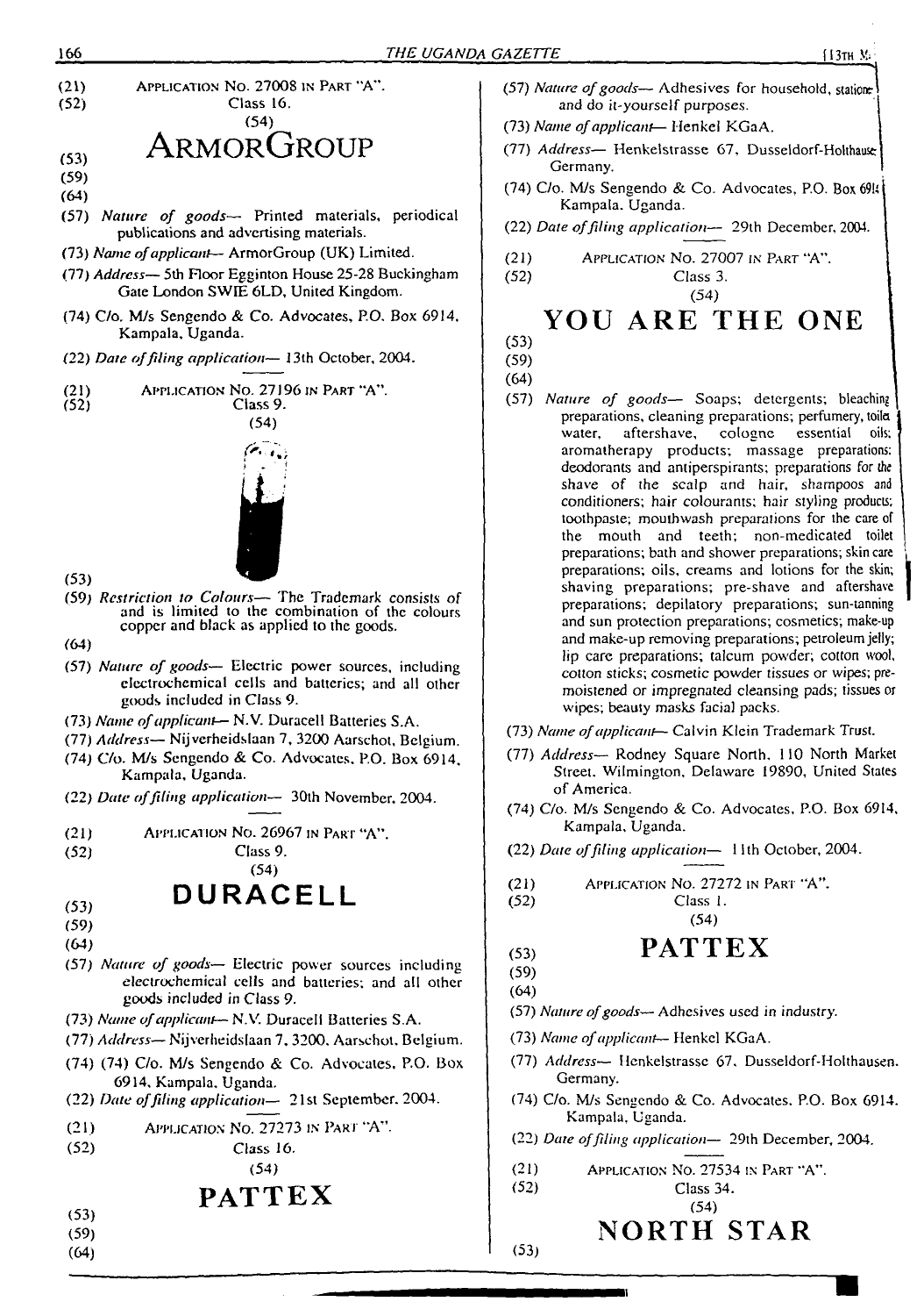(21) Application No. 27008 in Part "A".
(52) Class 16.
(54)

## ArmorGroup

(53)
(59)
(64)
(57) *Nature of goods*— Printed materials, periodical publications and advertising materials.
(73) *Name of applicant*— ArmorGroup (UK) Limited.
(77) *Address*— 5th Floor Egginton House 25-28 Buckingham Gate London SWIE 6LD, United Kingdom.
(74) C/o. M/s Sengendo & Co. Advocates, P.O. Box 6914, Kampala, Uganda.
(22) *Date of filing application*— 13th October, 2004.

---

(21) Application No. 27196 in Part "A".
(52) Class 9.
(54)

(53)
(59) *Restriction to Colours*— The Trademark consists of and is limited to the combination of the colours copper and black as applied to the goods.
(64)
(57) *Nature of goods*— Electric power sources, including electrochemical cells and batteries; and all other goods included in Class 9.
(73) *Name of applicant*— N.V. Duracell Batteries S.A.
(77) *Address*— Nijverheidslaan 7, 3200 Aarschot, Belgium.
(74) C/o. M/s Sengendo & Co. Advocates, P.O. Box 6914, Kampala, Uganda.
(22) *Date of filing application*— 30th November, 2004.

---

(21) Application No. 26967 in Part "A".
(52) Class 9.
(54)

## DURACELL

(53)
(59)
(64)
(57) *Nature of goods*— Electric power sources including electrochemical cells and batteries; and all other goods included in Class 9.
(73) *Name of applicant*— N.V. Duracell Batteries S.A.
(77) *Address*— Nijverheidslaan 7, 3200, Aarschot, Belgium.
(74) (74) C/o. M/s Sengendo & Co. Advocates, P.O. Box 6914, Kampala, Uganda.
(22) *Date of filing application*— 21st September, 2004.

---

(21) Application No. 27273 in Part "A".
(52) Class 16.
(54)

## PATTEX

(53)
(59)
(64)
(57) *Nature of goods*— Adhesives for household, stationery and do it-yourself purposes.
(73) *Name of applicant*— Henkel KGaA.
(77) *Address*— Henkelstrasse 67, Dusseldorf-Holthausen Germany.
(74) C/o. M/s Sengendo & Co. Advocates, P.O. Box 6914 Kampala, Uganda.
(22) *Date of filing application*— 29th December, 2004.

---

(21) Application No. 27007 in Part "A".
(52) Class 3.
(54)

## YOU ARE THE ONE

(53)
(59)
(64)
(57) *Nature of goods*— Soaps; detergents; bleaching preparations, cleaning preparations; perfumery, toilet water, aftershave, cologne essential oils; aromatherapy products; massage preparations; deodorants and antiperspirants; preparations for the shave of the scalp and hair, shampoos and conditioners; hair colourants; hair styling products; toothpaste; mouthwash preparations for the care of the mouth and teeth; non-medicated toilet preparations; bath and shower preparations; skin care preparations; oils, creams and lotions for the skin; shaving preparations; pre-shave and aftershave preparations; depilatory preparations; sun-tanning and sun protection preparations; cosmetics; make-up and make-up removing preparations; petroleum jelly; lip care preparations; talcum powder; cotton wool, cotton sticks; cosmetic powder tissues or wipes; pre-moistened or impregnated cleansing pads; tissues or wipes; beauty masks facial packs.
(73) *Name of applicant*— Calvin Klein Trademark Trust.
(77) *Address*— Rodney Square North, 110 North Market Street, Wilmington, Delaware 19890, United States of America.
(74) C/o. M/s Sengendo & Co. Advocates, P.O. Box 6914, Kampala, Uganda.
(22) *Date of filing application*— 11th October, 2004.

---

(21) Application No. 27272 in Part "A".
(52) Class 1.
(54)

## PATTEX

(53)
(59)
(64)
(57) *Nature of goods*— Adhesives used in industry.
(73) *Name of applicant*— Henkel KGaA.
(77) *Address*— Henkelstrasse 67, Dusseldorf-Holthausen. Germany.
(74) C/o. M/s Sengendo & Co. Advocates, P.O. Box 6914. Kampala, Uganda.
(22) *Date of filing application*— 29th December, 2004.

---

(21) Application No. 27534 in Part "A".
(52) Class 34.
(54)

## NORTH STAR

(53)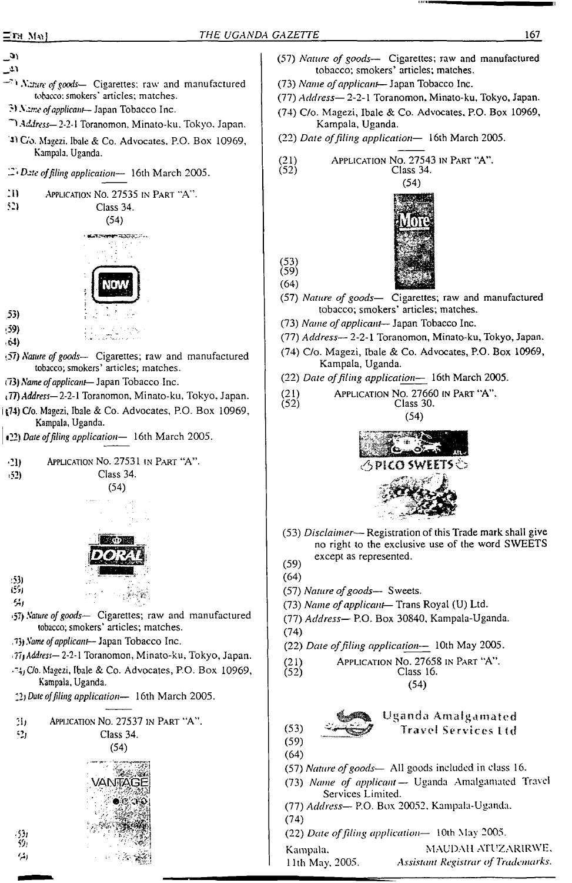(53)
(59)
(64)

(57) *Nature of goods*— Cigarettes; raw and manufactured tobacco; smokers' articles; matches.

(73) *Name of applicant*— Japan Tobacco Inc.

(77) *Address*— 2-2-1 Toranomon, Minato-ku, Tokyo, Japan.

(74) C/o. Magezi, Ibale & Co. Advocates, P.O. Box 10969, Kampala, Uganda.

(22) *Date of filing application*— 16th March 2005.

(21) APPLICATION NO. 27535 IN PART "A".
(52) Class 34.
(54)

NOW

(53)
(59)
(64)

(57) *Nature of goods*— Cigarettes; raw and manufactured tobacco; smokers' articles; matches.

(73) *Name of applicant*— Japan Tobacco Inc.

(77) *Address*— 2-2-1 Toranomon, Minato-ku, Tokyo, Japan.

(74) C/o. Magezi, Ibale & Co. Advocates, P.O. Box 10969, Kampala, Uganda.

(22) *Date of filing application*— 16th March 2005.

(21) APPLICATION NO. 27531 IN PART "A".
(52) Class 34.
(54)

DORAL

(53)
(59)
(64)

(57) *Nature of goods*— Cigarettes; raw and manufactured tobacco; smokers' articles; matches.

(73) *Name of applicant*— Japan Tobacco Inc.

(77) *Address*— 2-2-1 Toranomon, Minato-ku, Tokyo, Japan.

(74) C/o. Magezi, Ibale & Co. Advocates, P.O. Box 10969, Kampala, Uganda.

(22) *Date of filing application*— 16th March 2005.

(21) APPLICATION NO. 27537 IN PART "A".
(52) Class 34.
(54)

VANTAGE

(53)
(59)
(64)

(57) *Nature of goods*— Cigarettes; raw and manufactured tobacco; smokers' articles; matches.

(73) *Name of applicant*— Japan Tobacco Inc.

(77) *Address*— 2-2-1 Toranomon, Minato-ku, Tokyo, Japan.

(74) C/o. Magezi, Ibale & Co. Advocates, P.O. Box 10969, Kampala, Uganda.

(22) *Date of filing application*— 16th March 2005.

(21) APPLICATION NO. 27543 IN PART "A".
(52) Class 34.
(54)

More

(53)
(59)
(64)

(57) *Nature of goods*— Cigarettes; raw and manufactured tobacco; smokers' articles; matches.

(73) *Name of applicant*— Japan Tobacco Inc.

(77) *Address*— 2-2-1 Toranomon, Minato-ku, Tokyo, Japan.

(74) C/o. Magezi, Ibale & Co. Advocates, P.O. Box 10969, Kampala, Uganda.

(22) *Date of filing application*— 16th March 2005.

(21) APPLICATION NO. 27660 IN PART "A".
(52) Class 30.
(54)

PICO SWEETS

(53) *Disclaimer*— Registration of this Trade mark shall give no right to the exclusive use of the word SWEETS except as represented.

(59)
(64)

(57) *Nature of goods*— Sweets.

(73) *Name of applicant*— Trans Royal (U) Ltd.

(77) *Address*— P.O. Box 30840, Kampala-Uganda.

(74)

(22) *Date of filing application*— 10th May 2005.

(21) APPLICATION NO. 27658 IN PART "A".
(52) Class 16.
(54)

Uganda Amalgamated Travel Services Ltd

(53)
(59)
(64)

(57) *Nature of goods*— All goods included in class 16.

(73) *Name of applicant*— Uganda Amalgamated Travel Services Limited.

(77) *Address*— P.O. Box 20052, Kampala-Uganda.

(74)

(22) *Date of filing application*— 10th May 2005.

Kampala,
11th May, 2005.

MAUDAH ATUZARIRWE,
*Assistant Registrar of Trademarks.*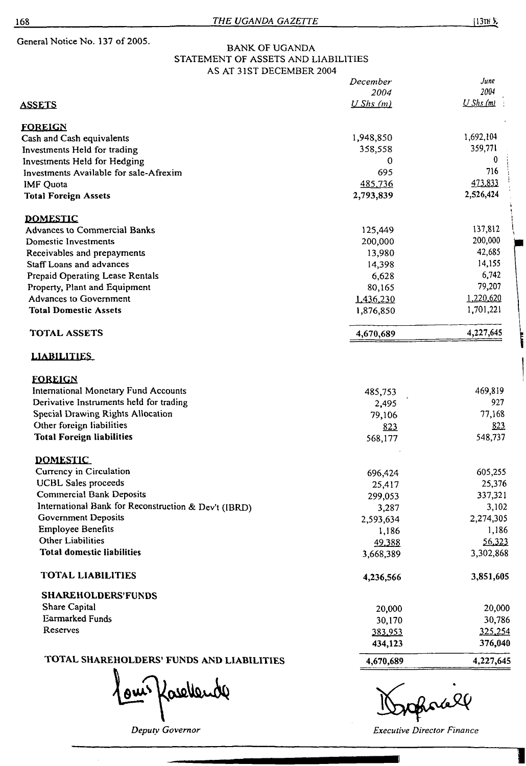General Notice No. 137 of 2005.

## BANK OF UGANDA
## STATEMENT OF ASSETS AND LIABILITIES
## AS AT 31ST DECEMBER 2004

| | December 2004 | June 2004 |
|---|---|---|
| **ASSETS** | *U Shs (m)* | *U Shs (m)* |
| **FOREIGN** | | |
| Cash and Cash equivalents | 1,948,850 | 1,692,104 |
| Investments Held for trading | 358,558 | 359,771 |
| Investments Held for Hedging | 0 | 0 |
| Investments Available for sale-Afrexim | 695 | 716 |
| IMF Quota | 485,736 | 473,833 |
| **Total Foreign Assets** | 2,793,839 | 2,526,424 |
| **DOMESTIC** | | |
| Advances to Commercial Banks | 125,449 | 137,812 |
| Domestic Investments | 200,000 | 200,000 |
| Receivables and prepayments | 13,980 | 42,685 |
| Staff Loans and advances | 14,398 | 14,155 |
| Prepaid Operating Lease Rentals | 6,628 | 6,742 |
| Property, Plant and Equipment | 80,165 | 79,207 |
| Advances to Government | 1,436,230 | 1,220,620 |
| **Total Domestic Assets** | 1,876,850 | 1,701,221 |
| **TOTAL ASSETS** | **4,670,689** | **4,227,645** |
| **LIABILITIES** | | |
| **FOREIGN** | | |
| International Monetary Fund Accounts | 485,753 | 469,819 |
| Derivative Instruments held for trading | 2,495 | 927 |
| Special Drawing Rights Allocation | 79,106 | 77,168 |
| Other foreign liabilities | 823 | 823 |
| **Total Foreign liabilities** | 568,177 | 548,737 |
| **DOMESTIC** | | |
| Currency in Circulation | 696,424 | 605,255 |
| UCBL Sales proceeds | 25,417 | 25,376 |
| Commercial Bank Deposits | 299,053 | 337,321 |
| International Bank for Reconstruction & Dev't (IBRD) | 3,287 | 3,102 |
| Government Deposits | 2,593,634 | 2,274,305 |
| Employee Benefits | 1,186 | 1,186 |
| Other Liabilities | 49,388 | 56,323 |
| **Total domestic liabilities** | 3,668,389 | 3,302,868 |
| **TOTAL LIABILITIES** | **4,236,566** | **3,851,605** |
| **SHAREHOLDERS'FUNDS** | | |
| Share Capital | 20,000 | 20,000 |
| Earmarked Funds | 30,170 | 30,786 |
| Reserves | 383,953 | 325,254 |
| | **434,123** | **376,040** |
| **TOTAL SHAREHOLDERS' FUNDS AND LIABILITIES** | **4,670,689** | **4,227,645** |

Louis Kasekende
*Deputy Governor*

*Executive Director Finance*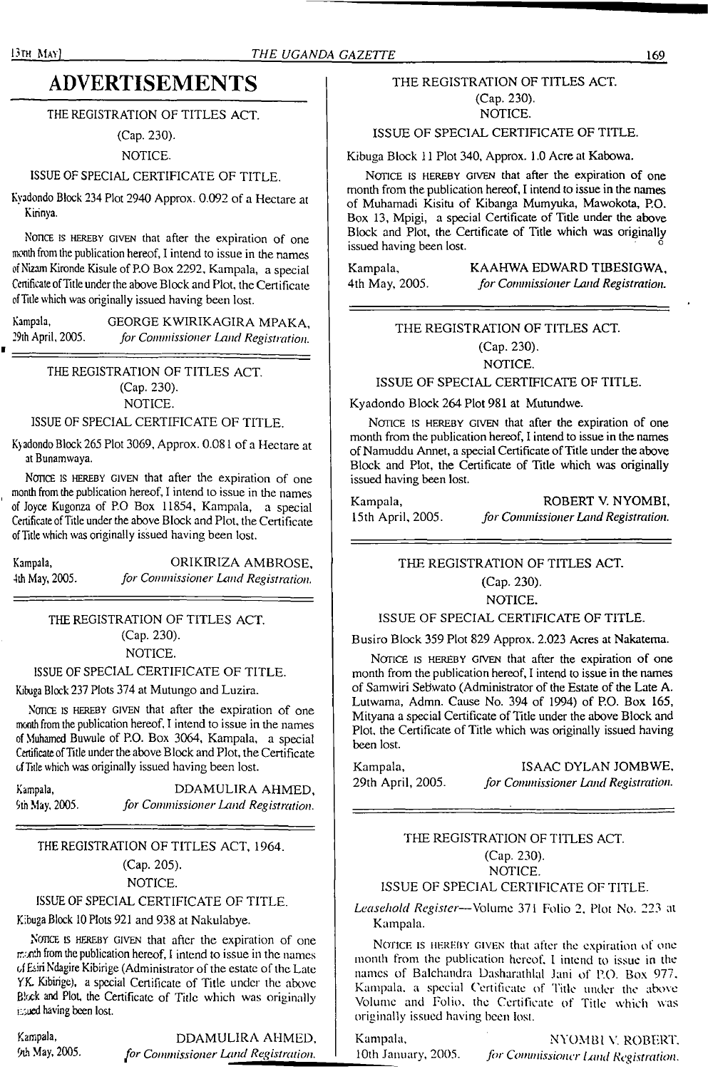# ADVERTISEMENTS

THE REGISTRATION OF TITLES ACT.

(Cap. 230).

NOTICE.

ISSUE OF SPECIAL CERTIFICATE OF TITLE.

Kyadondo Block 234 Plot 2940 Approx. 0.092 of a Hectare at Kirinya.

NOTICE IS HEREBY GIVEN that after the expiration of one month from the publication hereof, I intend to issue in the names of Nizam Kironde Kisule of P.O Box 2292, Kampala, a special Certificate of Title under the above Block and Plot, the Certificate of Title which was originally issued having been lost.

Kampala, GEORGE KWIRIKAGIRA MPAKA,
29th April, 2005. *for Commissioner Land Registration.*

---

THE REGISTRATION OF TITLES ACT.

(Cap. 230).

NOTICE.

ISSUE OF SPECIAL CERTIFICATE OF TITLE.

Kyadondo Block 265 Plot 3069, Approx. 0.081 of a Hectare at at Bunamwaya.

NOTICE IS HEREBY GIVEN that after the expiration of one month from the publication hereof, I intend to issue in the names of Joyce Kugonza of P.O Box 11854, Kampala, a special Certificate of Title under the above Block and Plot, the Certificate of Title which was originally issued having been lost.

Kampala, ORIKIRIZA AMBROSE,
4th May, 2005. *for Commissioner Land Registration.*

---

THE REGISTRATION OF TITLES ACT.

(Cap. 230).

NOTICE.

ISSUE OF SPECIAL CERTIFICATE OF TITLE.

Kibuga Block 237 Plots 374 at Mutungo and Luzira.

NOTICE IS HEREBY GIVEN that after the expiration of one month from the publication hereof, I intend to issue in the names of Muhamed Buwule of P.O. Box 3064, Kampala, a special Certificate of Title under the above Block and Plot, the Certificate of Title which was originally issued having been lost.

Kampala, DDAMULIRA AHMED,
5th May, 2005. *for Commissioner Land Registration.*

---

THE REGISTRATION OF TITLES ACT, 1964.

(Cap. 205).

NOTICE.

ISSUE OF SPECIAL CERTIFICATE OF TITLE.

Kibuga Block 10 Plots 921 and 938 at Nakulabye.

NOTICE IS HEREBY GIVEN that after the expiration of one month from the publication hereof, I intend to issue in the names of Esiri Ndagire Kibirige (Administrator of the estate of the Late Y.K. Kibirige), a special Certificate of Title under the above Block and Plot, the Certificate of Title which was originally issued having been lost.

Kampala, DDAMULIRA AHMED,
9th May, 2005. *for Commissioner Land Registration.*

---

THE REGISTRATION OF TITLES ACT.

(Cap. 230).

NOTICE.

ISSUE OF SPECIAL CERTIFICATE OF TITLE.

Kibuga Block 11 Plot 340, Approx. 1.0 Acre at Kabowa.

NOTICE IS HEREBY GIVEN that after the expiration of one month from the publication hereof, I intend to issue in the names of Muhamadi Kisitu of Kibanga Mumyuka, Mawokota, P.O. Box 13, Mpigi, a special Certificate of Title under the above Block and Plot, the Certificate of Title which was originally issued having been lost.

Kampala, KAAHWA EDWARD TIBESIGWA,
4th May, 2005. *for Commissioner Land Registration.*

---

THE REGISTRATION OF TITLES ACT.

(Cap. 230).

NOTICE.

ISSUE OF SPECIAL CERTIFICATE OF TITLE.

Kyadondo Block 264 Plot 981 at Mutundwe.

NOTICE IS HEREBY GIVEN that after the expiration of one month from the publication hereof, I intend to issue in the names of Namuddu Annet, a special Certificate of Title under the above Block and Plot, the Certificate of Title which was originally issued having been lost.

Kampala, ROBERT V. NYOMBI,
15th April, 2005. *for Commissioner Land Registration.*

---

THE REGISTRATION OF TITLES ACT.

(Cap. 230).

NOTICE.

ISSUE OF SPECIAL CERTIFICATE OF TITLE.

Busiro Block 359 Plot 829 Approx. 2.023 Acres at Nakatema.

NOTICE IS HEREBY GIVEN that after the expiration of one month from the publication hereof, I intend to issue in the names of Samwiri Sebwato (Administrator of the Estate of the Late A. Lutwama, Admn. Cause No. 394 of 1994) of P.O. Box 165, Mityana a special Certificate of Title under the above Block and Plot, the Certificate of Title which was originally issued having been lost.

Kampala, ISAAC DYLAN JOMBWE,
29th April, 2005. *for Commissioner Land Registration.*

---

THE REGISTRATION OF TITLES ACT.

(Cap. 230).

NOTICE.

ISSUE OF SPECIAL CERTIFICATE OF TITLE.

*Leasehold Register*—Volume 371 Folio 2, Plot No. 223 at Kampala.

NOTICE IS HEREBY GIVEN that after the expiration of one month from the publication hereof, I intend to issue in the names of Balchandra Dasharathlal Jani of P.O. Box 977, Kampala, a special Certificate of Title under the above Volume and Folio, the Certificate of Title which was originally issued having been lost.

Kampala, NYOMBI V. ROBERT,
10th January, 2005. *for Commissioner Land Registration.*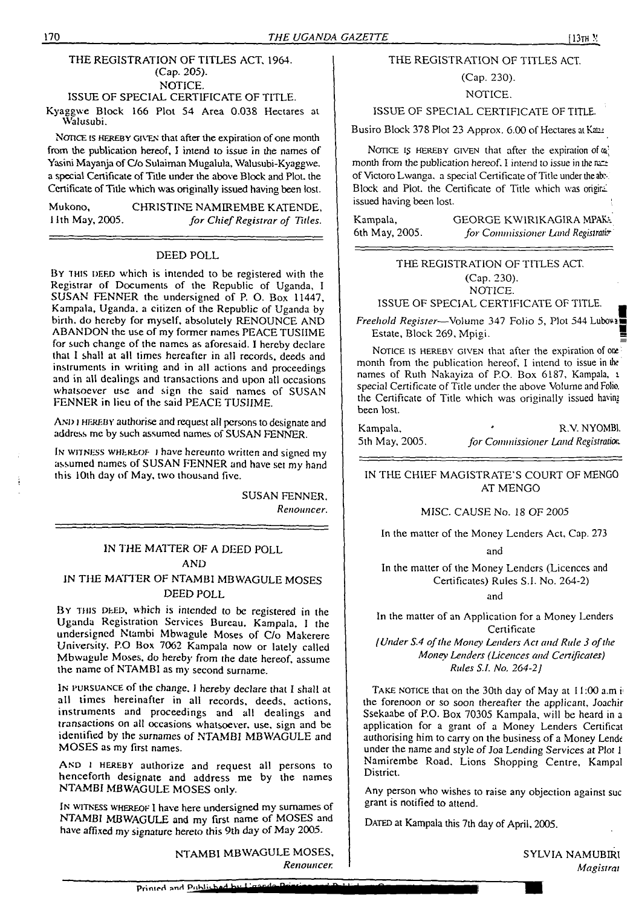THE REGISTRATION OF TITLES ACT, 1964.
(Cap. 205).
NOTICE.
ISSUE OF SPECIAL CERTIFICATE OF TITLE.

Kyaggwe Block 166 Plot 54 Area 0.038 Hectares at Walusubi.

NOTICE IS HEREBY GIVEN that after the expiration of one month from the publication hereof, I intend to issue in the names of Yasini Mayanja of C/o Sulaiman Mugalula, Walusubi-Kyaggwe, a special Certificate of Title under the above Block and Plot, the Certificate of Title which was originally issued having been lost.

Mukono, 11th May, 2005.
CHRISTINE NAMIREMBE KATENDE,
*for Chief Registrar of Titles.*

---

DEED POLL

BY THIS DEED which is intended to be registered with the Registrar of Documents of the Republic of Uganda, I SUSAN FENNER the undersigned of P. O. Box 11447, Kampala, Uganda, a citizen of the Republic of Uganda by birth, do hereby for myself, absolutely RENOUNCE AND ABANDON the use of my former names PEACE TUSIIME for such change of the names as aforesaid. I hereby declare that I shall at all times hereafter in all records, deeds and instruments in writing and in all actions and proceedings and in all dealings and transactions and upon all occasions whatsoever use and sign the said names of SUSAN FENNER in lieu of the said PEACE TUSIIME.

AND I HEREBY authorise and request all persons to designate and address me by such assumed names of SUSAN FENNER.

IN WITNESS WHEREOF I have hereunto written and signed my assumed names of SUSAN FENNER and have set my hand this 10th day of May, two thousand five.

SUSAN FENNER,
*Renouncer.*

---

IN THE MATTER OF A DEED POLL
AND
IN THE MATTER OF NTAMBI MBWAGULE MOSES
DEED POLL

BY THIS DEED, which is intended to be registered in the Uganda Registration Services Bureau, Kampala, I the undersigned Ntambi Mbwagule Moses of C/o Makerere University, P.O Box 7062 Kampala now or lately called Mbwagule Moses, do hereby from the date hereof, assume the name of NTAMBI as my second surname.

IN PURSUANCE of the change, I hereby declare that I shall at all times hereinafter in all records, deeds, actions, instruments and proceedings and all dealings and transactions on all occasions whatsoever, use, sign and be identified by the surnames of NTAMBI MBWAGULE and MOSES as my first names.

AND I HEREBY authorize and request all persons to henceforth designate and address me by the names NTAMBI MBWAGULE MOSES only.

IN WITNESS WHEREOF I have here undersigned my surnames of NTAMBI MBWAGULE and my first name of MOSES and have affixed my signature hereto this 9th day of May 2005.

NTAMBI MBWAGULE MOSES,
*Renouncer.*

---

THE REGISTRATION OF TITLES ACT.
(Cap. 230).
NOTICE.
ISSUE OF SPECIAL CERTIFICATE OF TITLE.

Busiro Block 378 Plot 23 Approx. 6.00 of Hectares at Kaz...

NOTICE IS HEREBY GIVEN that after the expiration of one month from the publication hereof, I intend to issue in the name of Victoro Lwanga, a special Certificate of Title under the above Block and Plot, the Certificate of Title which was originally issued having been lost.

Kampala, 6th May, 2005.
GEORGE KWIRIKAGIRA MPAKA,
*for Commissioner Land Registration*

---

THE REGISTRATION OF TITLES ACT.
(Cap. 230).
NOTICE.
ISSUE OF SPECIAL CERTIFICATE OF TITLE.

*Freehold Register*—Volume 347 Folio 5, Plot 544 Lubowa Estate, Block 269, Mpigi.

NOTICE IS HEREBY GIVEN that after the expiration of one month from the publication hereof, I intend to issue in the names of Ruth Nakayiza of P.O. Box 6187, Kampala, a special Certificate of Title under the above Volume and Folio, the Certificate of Title which was originally issued having been lost.

Kampala, 5th May, 2005.
R.V. NYOMBI,
*for Commissioner Land Registration.*

---

IN THE CHIEF MAGISTRATE'S COURT OF MENGO AT MENGO

MISC. CAUSE No. 18 OF 2005

In the matter of the Money Lenders Act, Cap. 273

and

In the matter of the Money Lenders (Licences and Certificates) Rules S.I. No. 264-2)

and

In the matter of an Application for a Money Lenders Certificate

*[Under S.4 of the Money Lenders Act and Rule 3 of the Money Lenders (Licences and Certificates) Rules S.I. No. 264-2]*

TAKE NOTICE that on the 30th day of May at 11:00 a.m in the forenoon or so soon thereafter the applicant, Joachim Ssekaabe of P.O. Box 70305 Kampala, will be heard in an application for a grant of a Money Lenders Certificate authorising him to carry on the business of a Money Lender under the name and style of Joa Lending Services at Plot 1 Namirembe Road, Lions Shopping Centre, Kampala District.

Any person who wishes to raise any objection against such grant is notified to attend.

DATED at Kampala this 7th day of April, 2005.

SYLVIA NAMUBIRU
*Magistrate*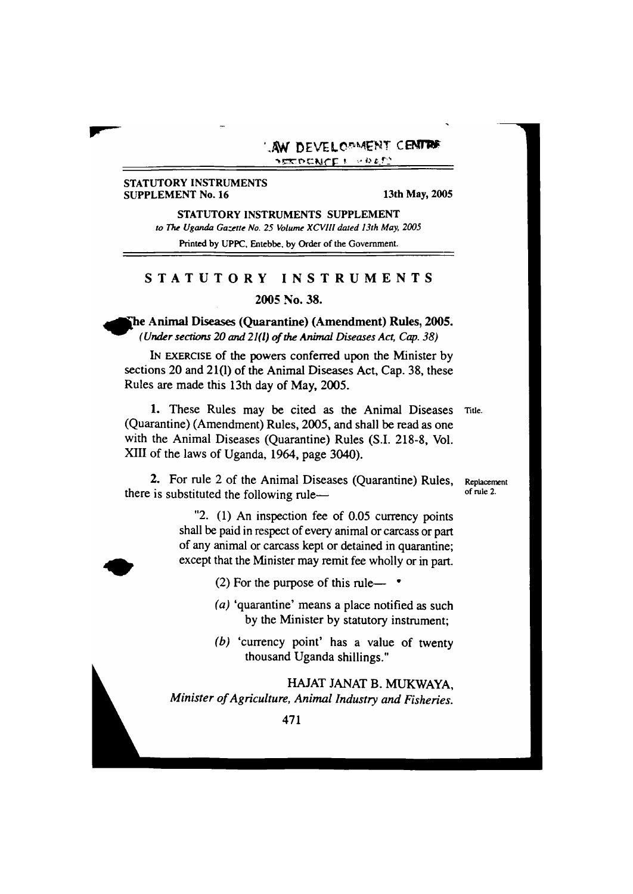STATUTORY INSTRUMENTS SUPPLEMENT No. 16

13th May, 2005

STATUTORY INSTRUMENTS SUPPLEMENT

*to The Uganda Gazette No. 25 Volume XCVIII dated 13th May, 2005*

Printed by UPPC, Entebbe, by Order of the Government.

# STATUTORY INSTRUMENTS

## 2005 No. 38.

### The Animal Diseases (Quarantine) (Amendment) Rules, 2005.

*(Under sections 20 and 21(1) of the Animal Diseases Act, Cap. 38)*

IN EXERCISE of the powers conferred upon the Minister by sections 20 and 21(1) of the Animal Diseases Act, Cap. 38, these Rules are made this 13th day of May, 2005.

Title.

**1.** These Rules may be cited as the Animal Diseases (Quarantine) (Amendment) Rules, 2005, and shall be read as one with the Animal Diseases (Quarantine) Rules (S.I. 218-8, Vol. XIII of the laws of Uganda, 1964, page 3040).

Replacement of rule 2.

**2.** For rule 2 of the Animal Diseases (Quarantine) Rules, there is substituted the following rule—

"2. (1) An inspection fee of 0.05 currency points shall be paid in respect of every animal or carcass or part of any animal or carcass kept or detained in quarantine; except that the Minister may remit fee wholly or in part.

(2) For the purpose of this rule—

*(a)* 'quarantine' means a place notified as such by the Minister by statutory instrument;

*(b)* 'currency point' has a value of twenty thousand Uganda shillings."

HAJAT JANAT B. MUKWAYA,

*Minister of Agriculture, Animal Industry and Fisheries.*